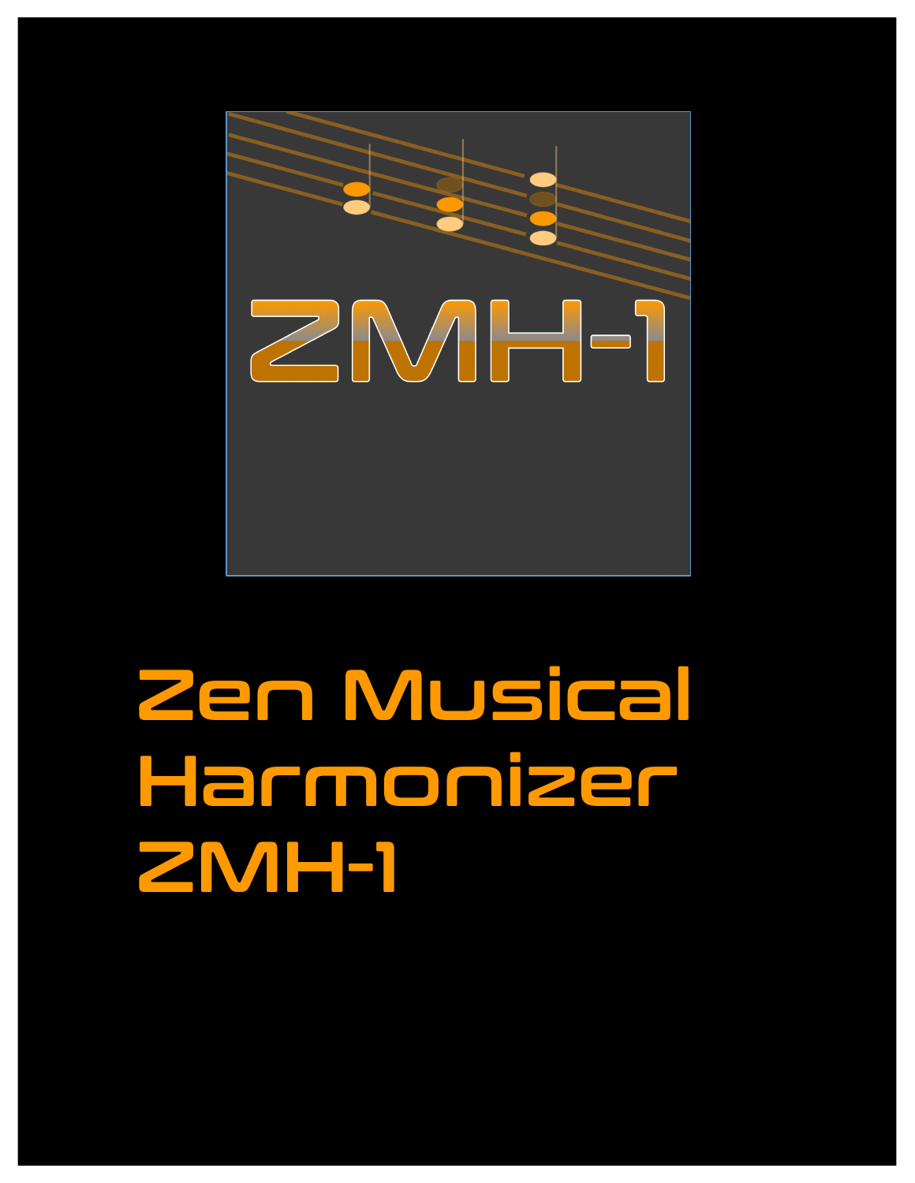# Zen Musical Harmonizer ZMH-1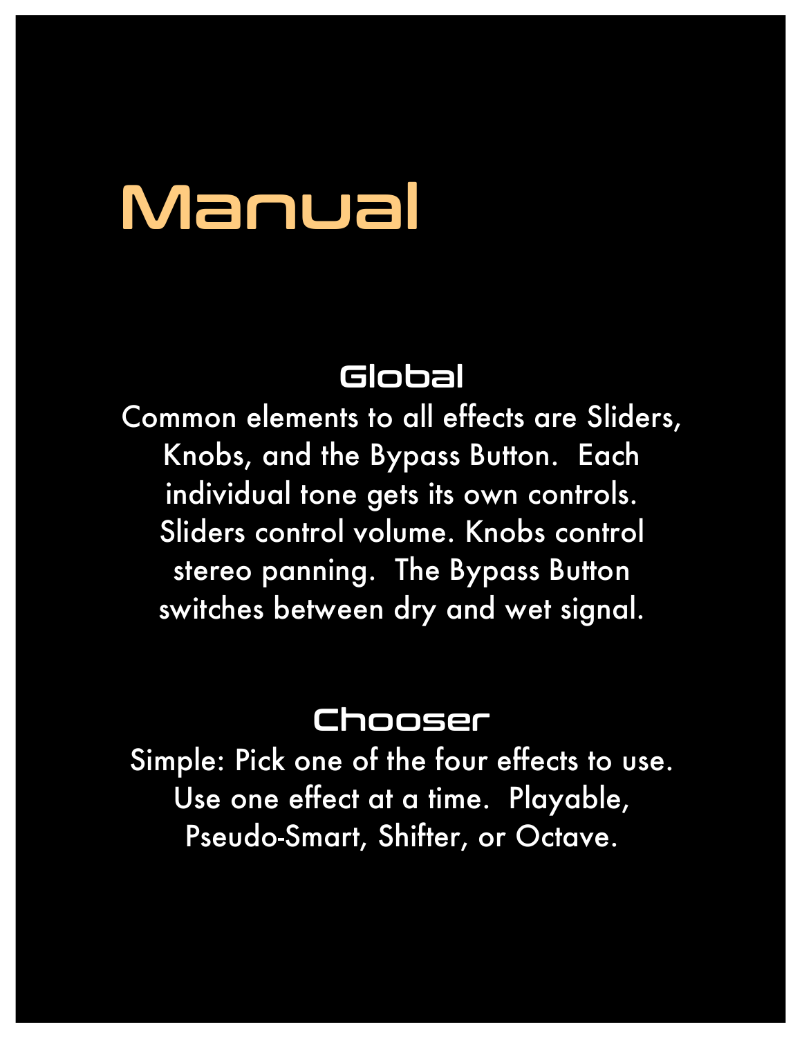# Manual

## Global

Common elements to all effects are Sliders, Knobs, and the Bypass Button. Each individual tone gets its own controls. Sliders control volume. Knobs control stereo panning. The Bypass Button switches between dry and wet signal.

## Chooser

Simple: Pick one of the four effects to use. Use one effect at a time. Playable, Pseudo-Smart, Shifter, or Octave.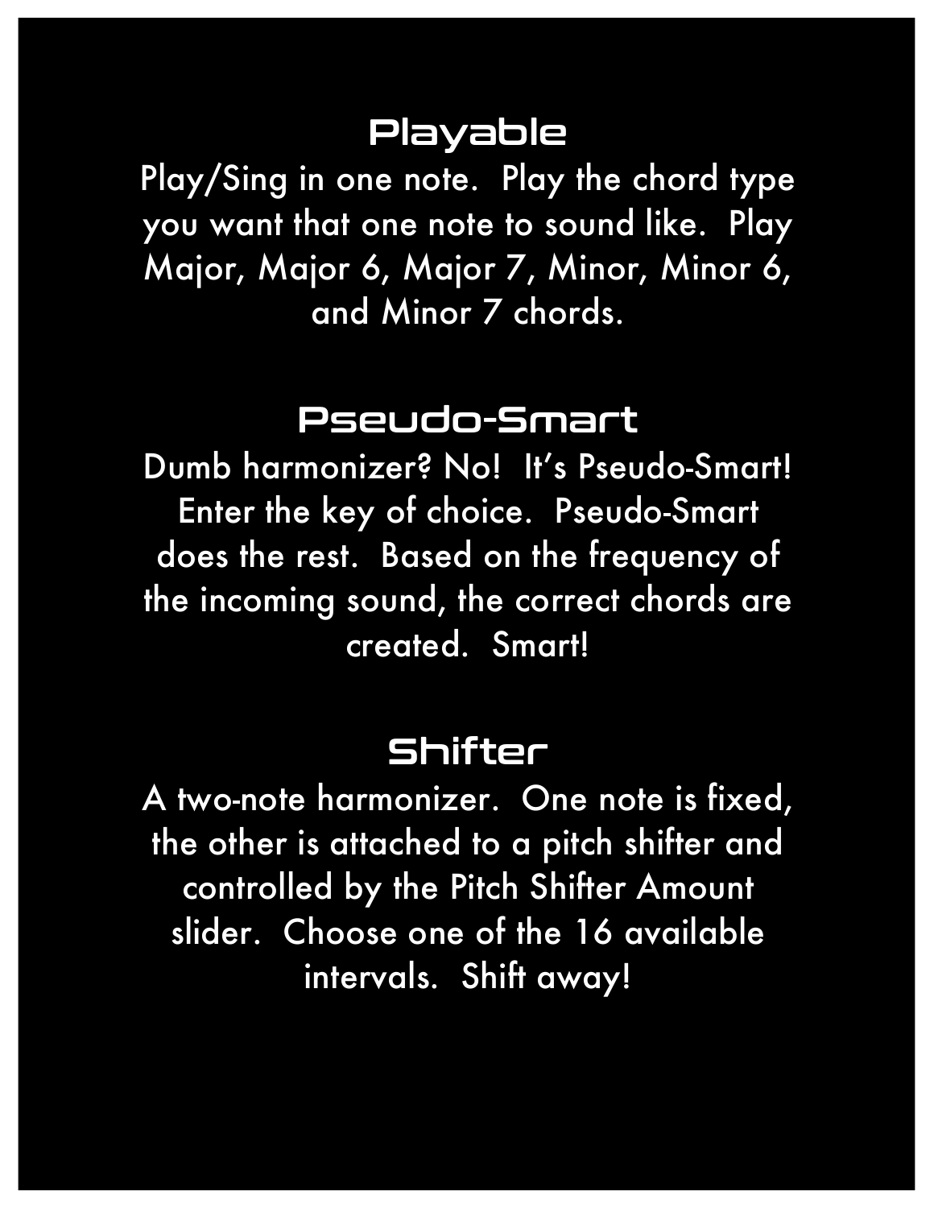## Playable

Play/Sing in one note.  Play the chord type you want that one note to sound like.  Play Major, Major 6, Major 7, Minor, Minor 6, and Minor 7 chords.

## Pseudo-Smart

Dumb harmonizer? No!  It's Pseudo-Smart!  Enter the key of choice.  Pseudo-Smart does the rest.  Based on the frequency of the incoming sound, the correct chords are created.  Smart!

## Shifter

A two-note harmonizer.  One note is fixed, the other is attached to a pitch shifter and controlled by the Pitch Shifter Amount slider.  Choose one of the 16 available intervals.  Shift away!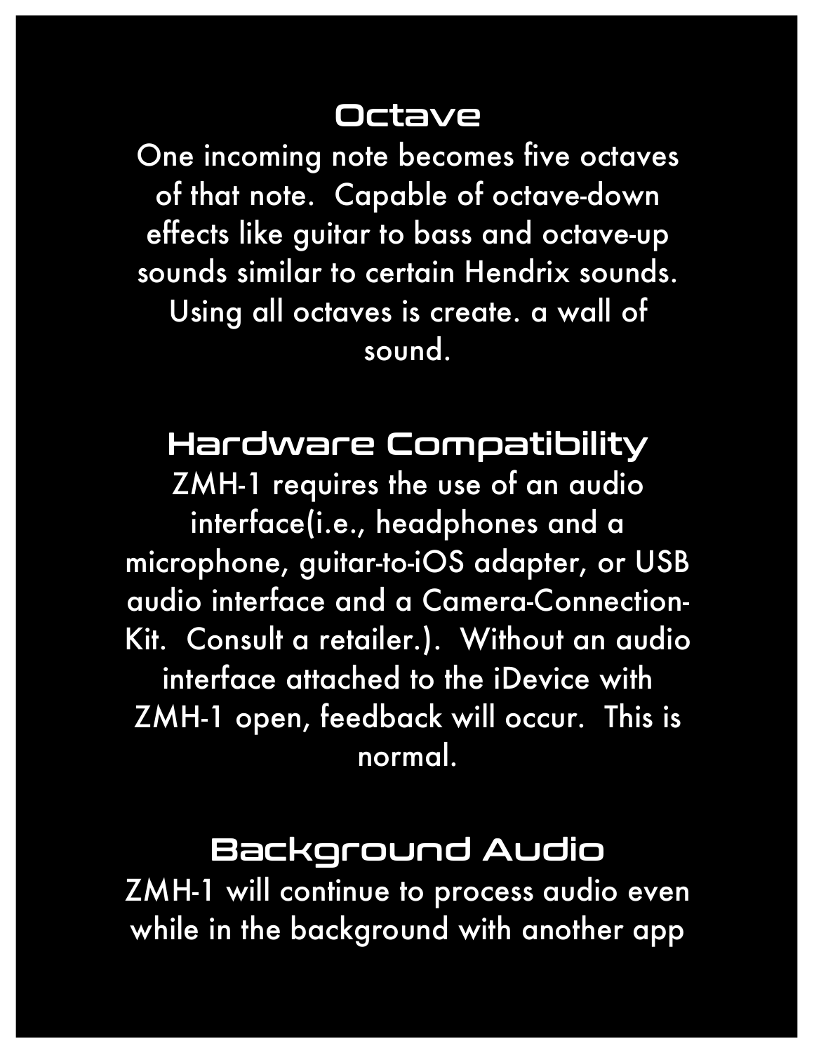## Octave

One incoming note becomes five octaves of that note. Capable of octave-down effects like guitar to bass and octave-up sounds similar to certain Hendrix sounds. Using all octaves is create. a wall of sound.

## Hardware Compatibility

ZMH-1 requires the use of an audio interface(i.e., headphones and a microphone, guitar-to-iOS adapter, or USB audio interface and a Camera-Connection-Kit. Consult a retailer.). Without an audio interface attached to the iDevice with ZMH-1 open, feedback will occur. This is normal.

## Background Audio

ZMH-1 will continue to process audio even while in the background with another app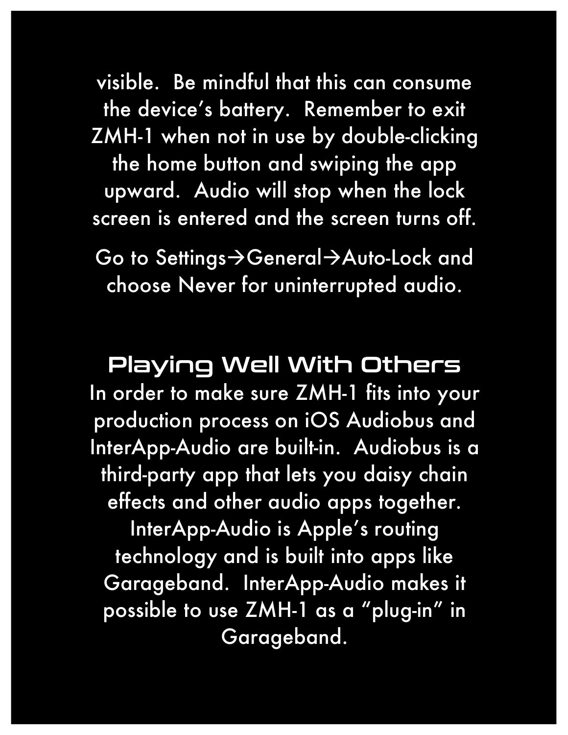visible. Be mindful that this can consume the device's battery. Remember to exit ZMH-1 when not in use by double-clicking the home button and swiping the app upward. Audio will stop when the lock screen is entered and the screen turns off.

Go to Settings→General→Auto-Lock and choose Never for uninterrupted audio.

## Playing Well With Others

In order to make sure ZMH-1 fits into your production process on iOS Audiobus and InterApp-Audio are built-in. Audiobus is a third-party app that lets you daisy chain effects and other audio apps together. InterApp-Audio is Apple's routing technology and is built into apps like Garageband. InterApp-Audio makes it possible to use ZMH-1 as a "plug-in" in Garageband.